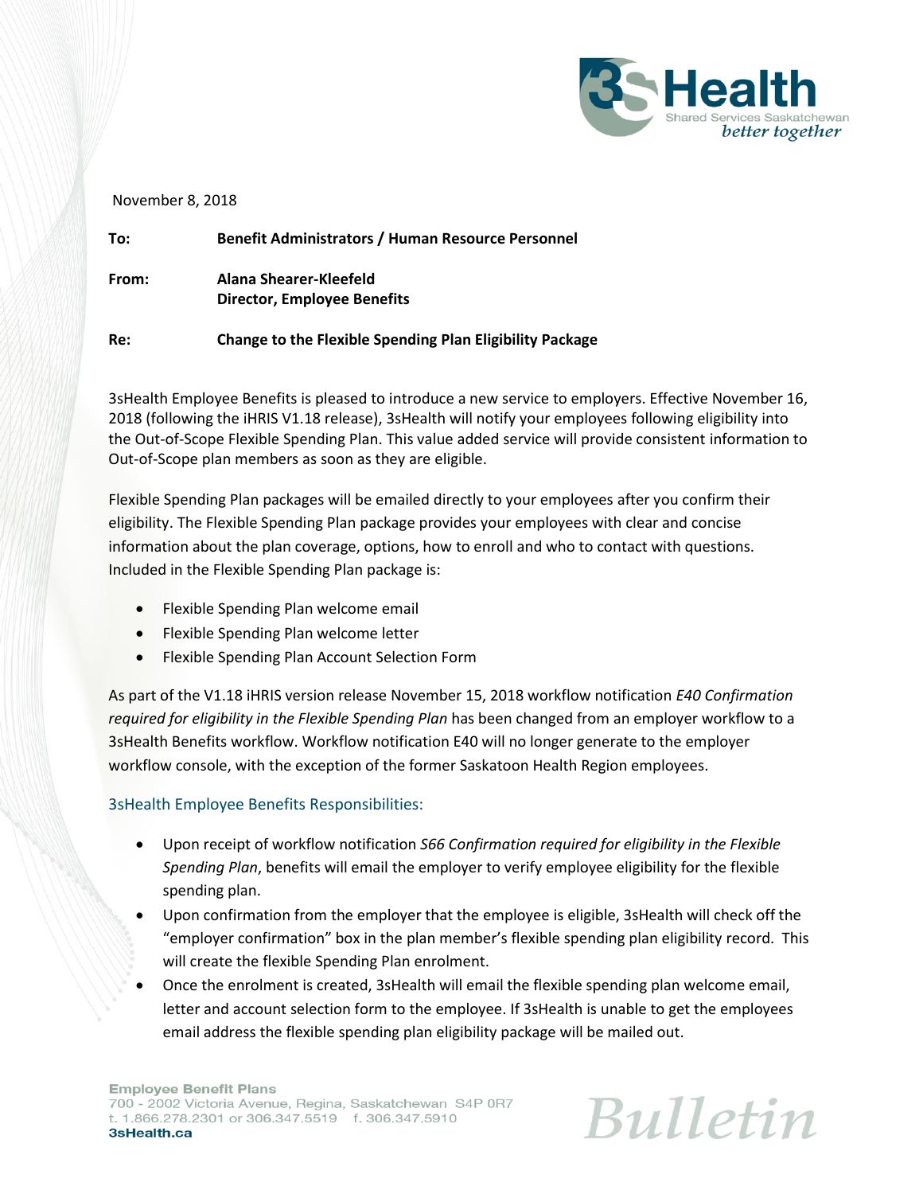November 8, 2018

**To:** **Benefit Administrators / Human Resource Personnel**

**From:** **Alana Shearer-Kleefeld**
**Director, Employee Benefits**

**Re:** **Change to the Flexible Spending Plan Eligibility Package**

3sHealth Employee Benefits is pleased to introduce a new service to employers. Effective November 16, 2018 (following the iHRIS V1.18 release), 3sHealth will notify your employees following eligibility into the Out-of-Scope Flexible Spending Plan. This value added service will provide consistent information to Out-of-Scope plan members as soon as they are eligible.

Flexible Spending Plan packages will be emailed directly to your employees after you confirm their eligibility. The Flexible Spending Plan package provides your employees with clear and concise information about the plan coverage, options, how to enroll and who to contact with questions. Included in the Flexible Spending Plan package is:

- Flexible Spending Plan welcome email
- Flexible Spending Plan welcome letter
- Flexible Spending Plan Account Selection Form

As part of the V1.18 iHRIS version release November 15, 2018 workflow notification *E40 Confirmation required for eligibility in the Flexible Spending Plan* has been changed from an employer workflow to a 3sHealth Benefits workflow. Workflow notification E40 will no longer generate to the employer workflow console, with the exception of the former Saskatoon Health Region employees.

## 3sHealth Employee Benefits Responsibilities:

- Upon receipt of workflow notification *S66 Confirmation required for eligibility in the Flexible Spending Plan*, benefits will email the employer to verify employee eligibility for the flexible spending plan.
- Upon confirmation from the employer that the employee is eligible, 3sHealth will check off the "employer confirmation" box in the plan member's flexible spending plan eligibility record. This will create the flexible Spending Plan enrolment.
- Once the enrolment is created, 3sHealth will email the flexible spending plan welcome email, letter and account selection form to the employee. If 3sHealth is unable to get the employees email address the flexible spending plan eligibility package will be mailed out.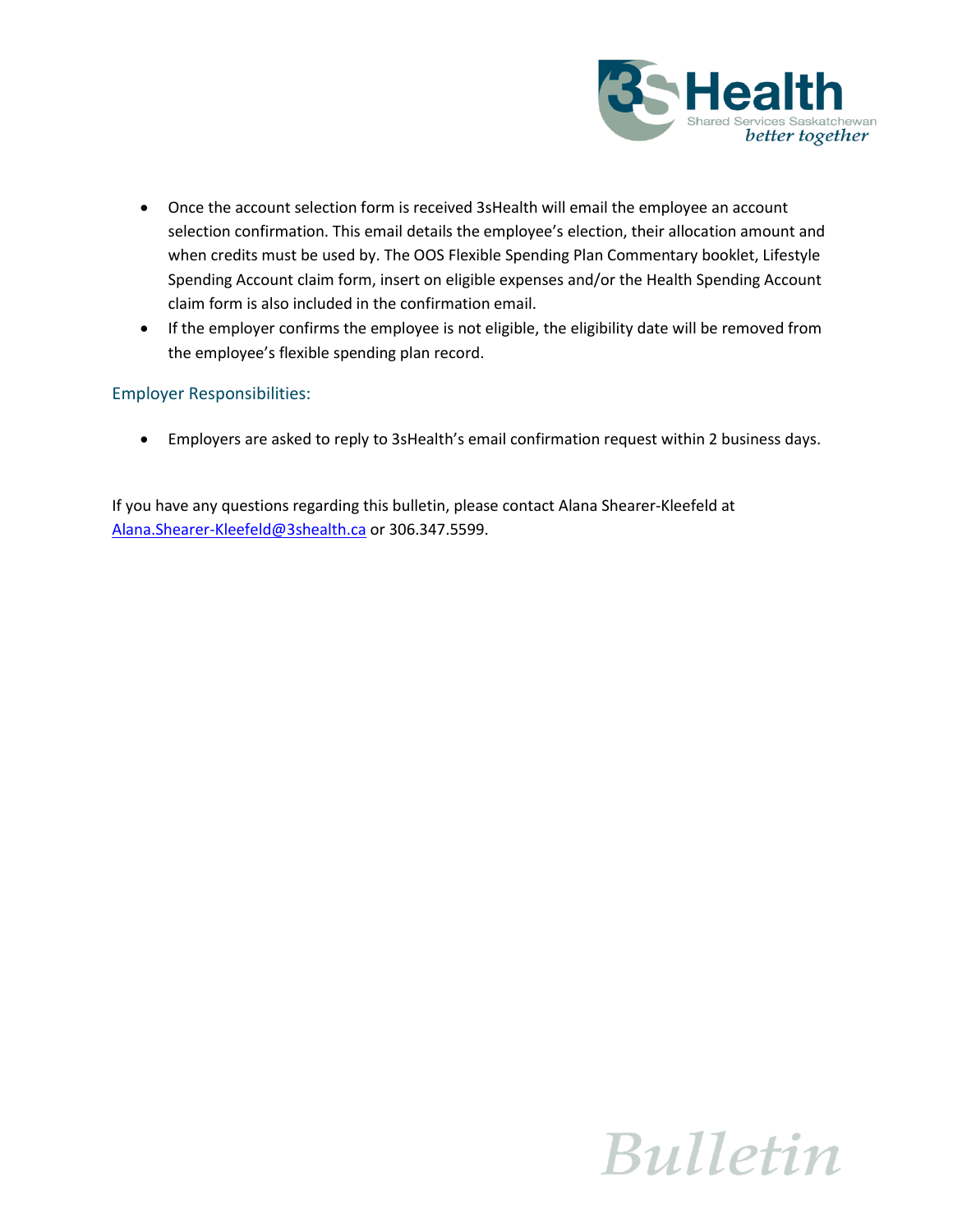- Once the account selection form is received 3sHealth will email the employee an account selection confirmation. This email details the employee's election, their allocation amount and when credits must be used by. The OOS Flexible Spending Plan Commentary booklet, Lifestyle Spending Account claim form, insert on eligible expenses and/or the Health Spending Account claim form is also included in the confirmation email.
- If the employer confirms the employee is not eligible, the eligibility date will be removed from the employee's flexible spending plan record.

### Employer Responsibilities:

- Employers are asked to reply to 3sHealth's email confirmation request within 2 business days.

If you have any questions regarding this bulletin, please contact Alana Shearer-Kleefeld at Alana.Shearer-Kleefeld@3shealth.ca or 306.347.5599.